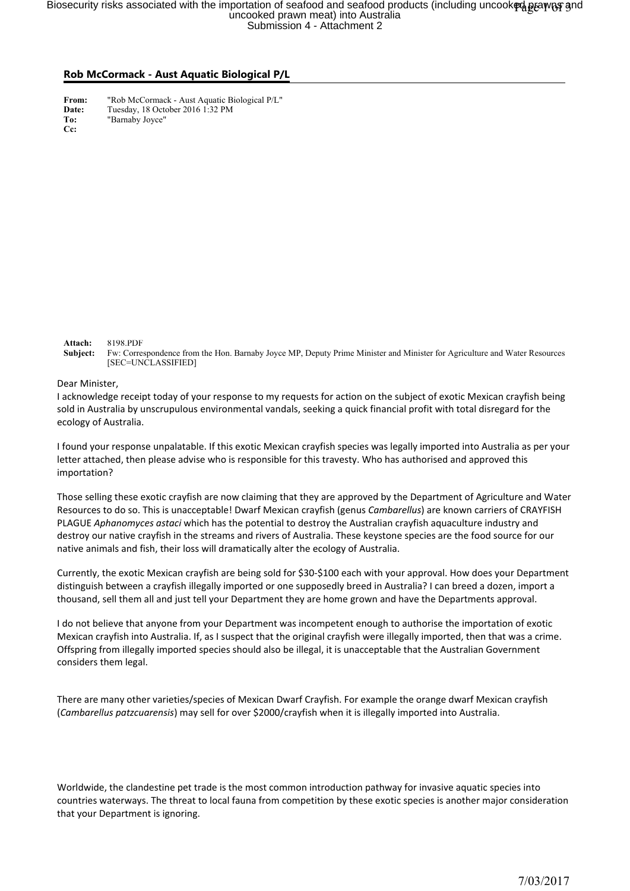**Rob McCormack - Aust Aquatic Biological P/L**

**From:** "Rob McCormack - Aust Aquatic Biological P/L"
**Date:** Tuesday, 18 October 2016 1:32 PM
**To:** "Barnaby Joyce"
**Cc:**

**Attach:** 8198.PDF
**Subject:** Fw: Correspondence from the Hon. Barnaby Joyce MP, Deputy Prime Minister and Minister for Agriculture and Water Resources [SEC=UNCLASSIFIED]

Dear Minister,
I acknowledge receipt today of your response to my requests for action on the subject of exotic Mexican crayfish being sold in Australia by unscrupulous environmental vandals, seeking a quick financial profit with total disregard for the ecology of Australia.

I found your response unpalatable. If this exotic Mexican crayfish species was legally imported into Australia as per your letter attached, then please advise who is responsible for this travesty. Who has authorised and approved this importation?

Those selling these exotic crayfish are now claiming that they are approved by the Department of Agriculture and Water Resources to do so. This is unacceptable! Dwarf Mexican crayfish (genus *Cambarellus*) are known carriers of CRAYFISH PLAGUE *Aphanomyces astaci* which has the potential to destroy the Australian crayfish aquaculture industry and destroy our native crayfish in the streams and rivers of Australia. These keystone species are the food source for our native animals and fish, their loss will dramatically alter the ecology of Australia.

Currently, the exotic Mexican crayfish are being sold for $30-$100 each with your approval. How does your Department distinguish between a crayfish illegally imported or one supposedly breed in Australia? I can breed a dozen, import a thousand, sell them all and just tell your Department they are home grown and have the Departments approval.

I do not believe that anyone from your Department was incompetent enough to authorise the importation of exotic Mexican crayfish into Australia. If, as I suspect that the original crayfish were illegally imported, then that was a crime. Offspring from illegally imported species should also be illegal, it is unacceptable that the Australian Government considers them legal.

There are many other varieties/species of Mexican Dwarf Crayfish. For example the orange dwarf Mexican crayfish (*Cambarellus patzcuarensis*) may sell for over $2000/crayfish when it is illegally imported into Australia.

Worldwide, the clandestine pet trade is the most common introduction pathway for invasive aquatic species into countries waterways. The threat to local fauna from competition by these exotic species is another major consideration that your Department is ignoring.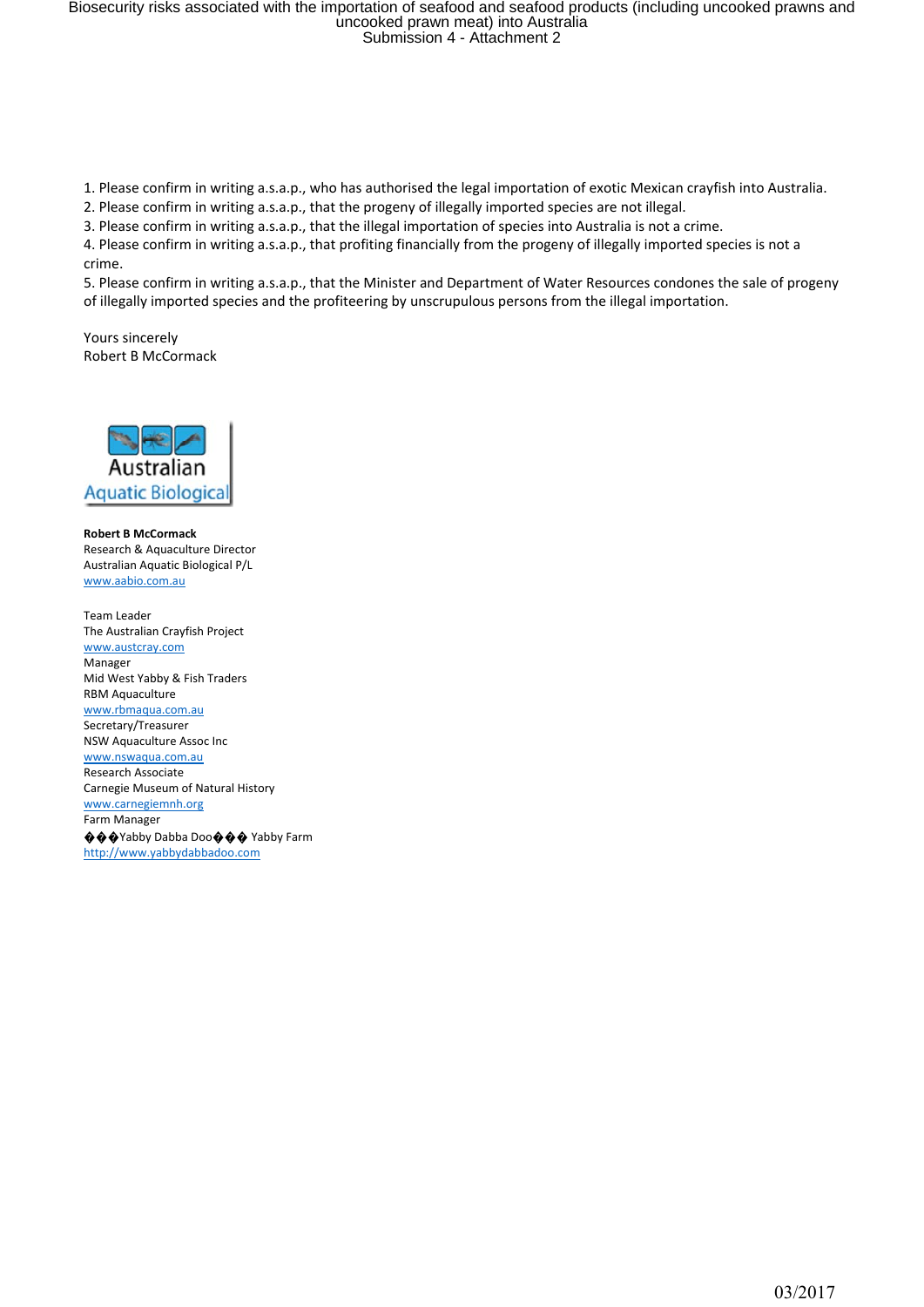1. Please confirm in writing a.s.a.p., who has authorised the legal importation of exotic Mexican crayfish into Australia.
2. Please confirm in writing a.s.a.p., that the progeny of illegally imported species are not illegal.
3. Please confirm in writing a.s.a.p., that the illegal importation of species into Australia is not a crime.
4. Please confirm in writing a.s.a.p., that profiting financially from the progeny of illegally imported species is not a crime.
5. Please confirm in writing a.s.a.p., that the Minister and Department of Water Resources condones the sale of progeny of illegally imported species and the profiteering by unscrupulous persons from the illegal importation.

Yours sincerely
Robert B McCormack

Australian
Aquatic Biological

**Robert B McCormack**
Research & Aquaculture Director
Australian Aquatic Biological P/L
www.aabio.com.au

Team Leader
The Australian Crayfish Project
www.austcray.com
Manager
Mid West Yabby & Fish Traders
RBM Aquaculture
www.rbmaqua.com.au
Secretary/Treasurer
NSW Aquaculture Assoc Inc
www.nswaqua.com.au
Research Associate
Carnegie Museum of Natural History
www.carnegiemnh.org
Farm Manager
���Yabby Dabba Doo��� Yabby Farm
http://www.yabbydabbadoo.com